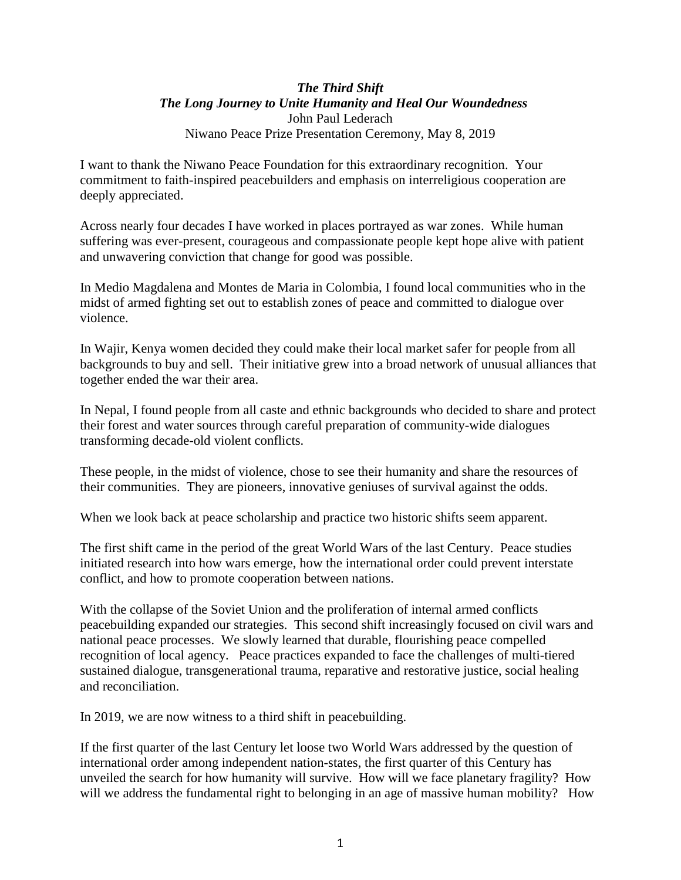***The Third Shift***
***The Long Journey to Unite Humanity and Heal Our Woundedness***
John Paul Lederach
Niwano Peace Prize Presentation Ceremony, May 8, 2019

I want to thank the Niwano Peace Foundation for this extraordinary recognition. Your commitment to faith-inspired peacebuilders and emphasis on interreligious cooperation are deeply appreciated.

Across nearly four decades I have worked in places portrayed as war zones. While human suffering was ever-present, courageous and compassionate people kept hope alive with patient and unwavering conviction that change for good was possible.

In Medio Magdalena and Montes de Maria in Colombia, I found local communities who in the midst of armed fighting set out to establish zones of peace and committed to dialogue over violence.

In Wajir, Kenya women decided they could make their local market safer for people from all backgrounds to buy and sell. Their initiative grew into a broad network of unusual alliances that together ended the war their area.

In Nepal, I found people from all caste and ethnic backgrounds who decided to share and protect their forest and water sources through careful preparation of community-wide dialogues transforming decade-old violent conflicts.

These people, in the midst of violence, chose to see their humanity and share the resources of their communities. They are pioneers, innovative geniuses of survival against the odds.

When we look back at peace scholarship and practice two historic shifts seem apparent.

The first shift came in the period of the great World Wars of the last Century. Peace studies initiated research into how wars emerge, how the international order could prevent interstate conflict, and how to promote cooperation between nations.

With the collapse of the Soviet Union and the proliferation of internal armed conflicts peacebuilding expanded our strategies. This second shift increasingly focused on civil wars and national peace processes. We slowly learned that durable, flourishing peace compelled recognition of local agency. Peace practices expanded to face the challenges of multi-tiered sustained dialogue, transgenerational trauma, reparative and restorative justice, social healing and reconciliation.

In 2019, we are now witness to a third shift in peacebuilding.

If the first quarter of the last Century let loose two World Wars addressed by the question of international order among independent nation-states, the first quarter of this Century has unveiled the search for how humanity will survive. How will we face planetary fragility? How will we address the fundamental right to belonging in an age of massive human mobility? How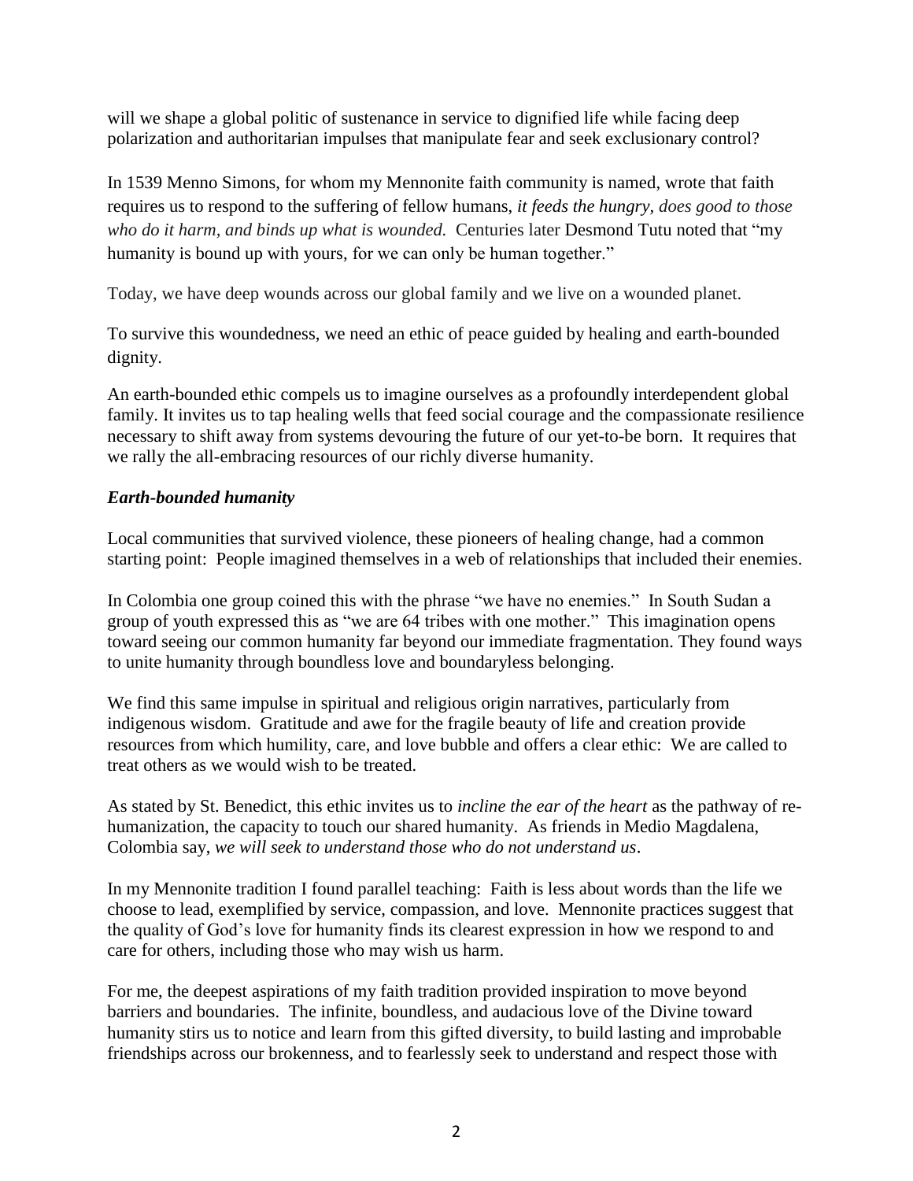will we shape a global politic of sustenance in service to dignified life while facing deep polarization and authoritarian impulses that manipulate fear and seek exclusionary control?

In 1539 Menno Simons, for whom my Mennonite faith community is named, wrote that faith requires us to respond to the suffering of fellow humans, *it feeds the hungry, does good to those who do it harm, and binds up what is wounded.* Centuries later Desmond Tutu noted that "my humanity is bound up with yours, for we can only be human together."

Today, we have deep wounds across our global family and we live on a wounded planet.

To survive this woundedness, we need an ethic of peace guided by healing and earth-bounded dignity.

An earth-bounded ethic compels us to imagine ourselves as a profoundly interdependent global family. It invites us to tap healing wells that feed social courage and the compassionate resilience necessary to shift away from systems devouring the future of our yet-to-be born. It requires that we rally the all-embracing resources of our richly diverse humanity.

### ***Earth-bounded humanity***

Local communities that survived violence, these pioneers of healing change, had a common starting point: People imagined themselves in a web of relationships that included their enemies.

In Colombia one group coined this with the phrase "we have no enemies." In South Sudan a group of youth expressed this as "we are 64 tribes with one mother." This imagination opens toward seeing our common humanity far beyond our immediate fragmentation. They found ways to unite humanity through boundless love and boundaryless belonging.

We find this same impulse in spiritual and religious origin narratives, particularly from indigenous wisdom. Gratitude and awe for the fragile beauty of life and creation provide resources from which humility, care, and love bubble and offers a clear ethic: We are called to treat others as we would wish to be treated.

As stated by St. Benedict, this ethic invites us to *incline the ear of the heart* as the pathway of re-humanization, the capacity to touch our shared humanity. As friends in Medio Magdalena, Colombia say, *we will seek to understand those who do not understand us*.

In my Mennonite tradition I found parallel teaching: Faith is less about words than the life we choose to lead, exemplified by service, compassion, and love. Mennonite practices suggest that the quality of God's love for humanity finds its clearest expression in how we respond to and care for others, including those who may wish us harm.

For me, the deepest aspirations of my faith tradition provided inspiration to move beyond barriers and boundaries. The infinite, boundless, and audacious love of the Divine toward humanity stirs us to notice and learn from this gifted diversity, to build lasting and improbable friendships across our brokenness, and to fearlessly seek to understand and respect those with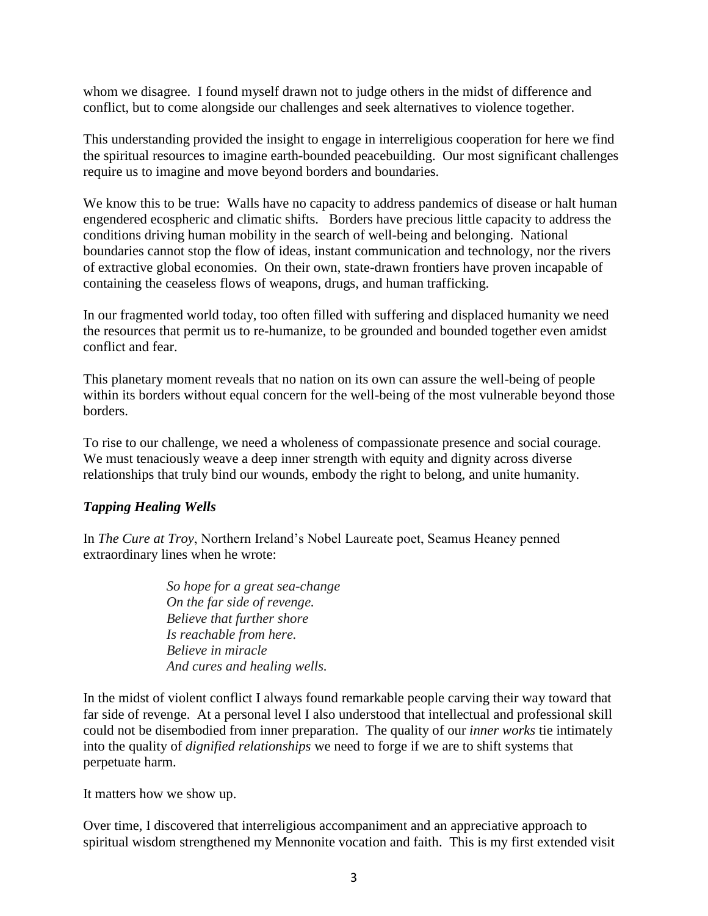whom we disagree. I found myself drawn not to judge others in the midst of difference and conflict, but to come alongside our challenges and seek alternatives to violence together.

This understanding provided the insight to engage in interreligious cooperation for here we find the spiritual resources to imagine earth-bounded peacebuilding. Our most significant challenges require us to imagine and move beyond borders and boundaries.

We know this to be true: Walls have no capacity to address pandemics of disease or halt human engendered ecospheric and climatic shifts. Borders have precious little capacity to address the conditions driving human mobility in the search of well-being and belonging. National boundaries cannot stop the flow of ideas, instant communication and technology, nor the rivers of extractive global economies. On their own, state-drawn frontiers have proven incapable of containing the ceaseless flows of weapons, drugs, and human trafficking.

In our fragmented world today, too often filled with suffering and displaced humanity we need the resources that permit us to re-humanize, to be grounded and bounded together even amidst conflict and fear.

This planetary moment reveals that no nation on its own can assure the well-being of people within its borders without equal concern for the well-being of the most vulnerable beyond those borders.

To rise to our challenge, we need a wholeness of compassionate presence and social courage. We must tenaciously weave a deep inner strength with equity and dignity across diverse relationships that truly bind our wounds, embody the right to belong, and unite humanity.

### ***Tapping Healing Wells***

In *The Cure at Troy*, Northern Ireland's Nobel Laureate poet, Seamus Heaney penned extraordinary lines when he wrote:

> *So hope for a great sea-change*
> *On the far side of revenge.*
> *Believe that further shore*
> *Is reachable from here.*
> *Believe in miracle*
> *And cures and healing wells.*

In the midst of violent conflict I always found remarkable people carving their way toward that far side of revenge. At a personal level I also understood that intellectual and professional skill could not be disembodied from inner preparation. The quality of our *inner works* tie intimately into the quality of *dignified relationships* we need to forge if we are to shift systems that perpetuate harm.

It matters how we show up.

Over time, I discovered that interreligious accompaniment and an appreciative approach to spiritual wisdom strengthened my Mennonite vocation and faith. This is my first extended visit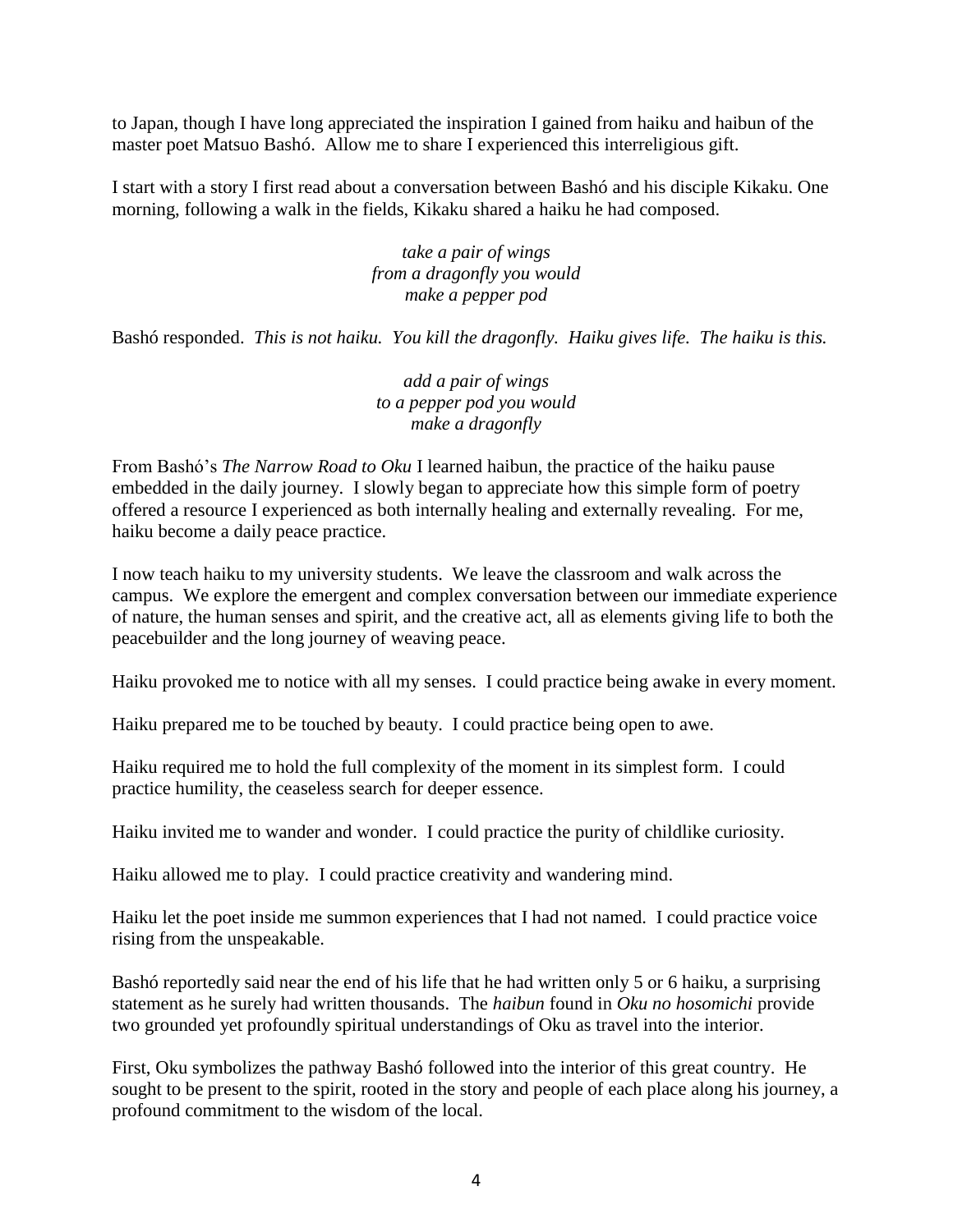to Japan, though I have long appreciated the inspiration I gained from haiku and haibun of the master poet Matsuo Bashó. Allow me to share I experienced this interreligious gift.

I start with a story I first read about a conversation between Bashó and his disciple Kikaku. One morning, following a walk in the fields, Kikaku shared a haiku he had composed.

*take a pair of wings*
*from a dragonfly you would*
*make a pepper pod*

Bashó responded. *This is not haiku. You kill the dragonfly. Haiku gives life. The haiku is this.*

*add a pair of wings*
*to a pepper pod you would*
*make a dragonfly*

From Bashó's *The Narrow Road to Oku* I learned haibun, the practice of the haiku pause embedded in the daily journey. I slowly began to appreciate how this simple form of poetry offered a resource I experienced as both internally healing and externally revealing. For me, haiku become a daily peace practice.

I now teach haiku to my university students. We leave the classroom and walk across the campus. We explore the emergent and complex conversation between our immediate experience of nature, the human senses and spirit, and the creative act, all as elements giving life to both the peacebuilder and the long journey of weaving peace.

Haiku provoked me to notice with all my senses. I could practice being awake in every moment.

Haiku prepared me to be touched by beauty. I could practice being open to awe.

Haiku required me to hold the full complexity of the moment in its simplest form. I could practice humility, the ceaseless search for deeper essence.

Haiku invited me to wander and wonder. I could practice the purity of childlike curiosity.

Haiku allowed me to play. I could practice creativity and wandering mind.

Haiku let the poet inside me summon experiences that I had not named. I could practice voice rising from the unspeakable.

Bashó reportedly said near the end of his life that he had written only 5 or 6 haiku, a surprising statement as he surely had written thousands. The *haibun* found in *Oku no hosomichi* provide two grounded yet profoundly spiritual understandings of Oku as travel into the interior.

First, Oku symbolizes the pathway Bashó followed into the interior of this great country. He sought to be present to the spirit, rooted in the story and people of each place along his journey, a profound commitment to the wisdom of the local.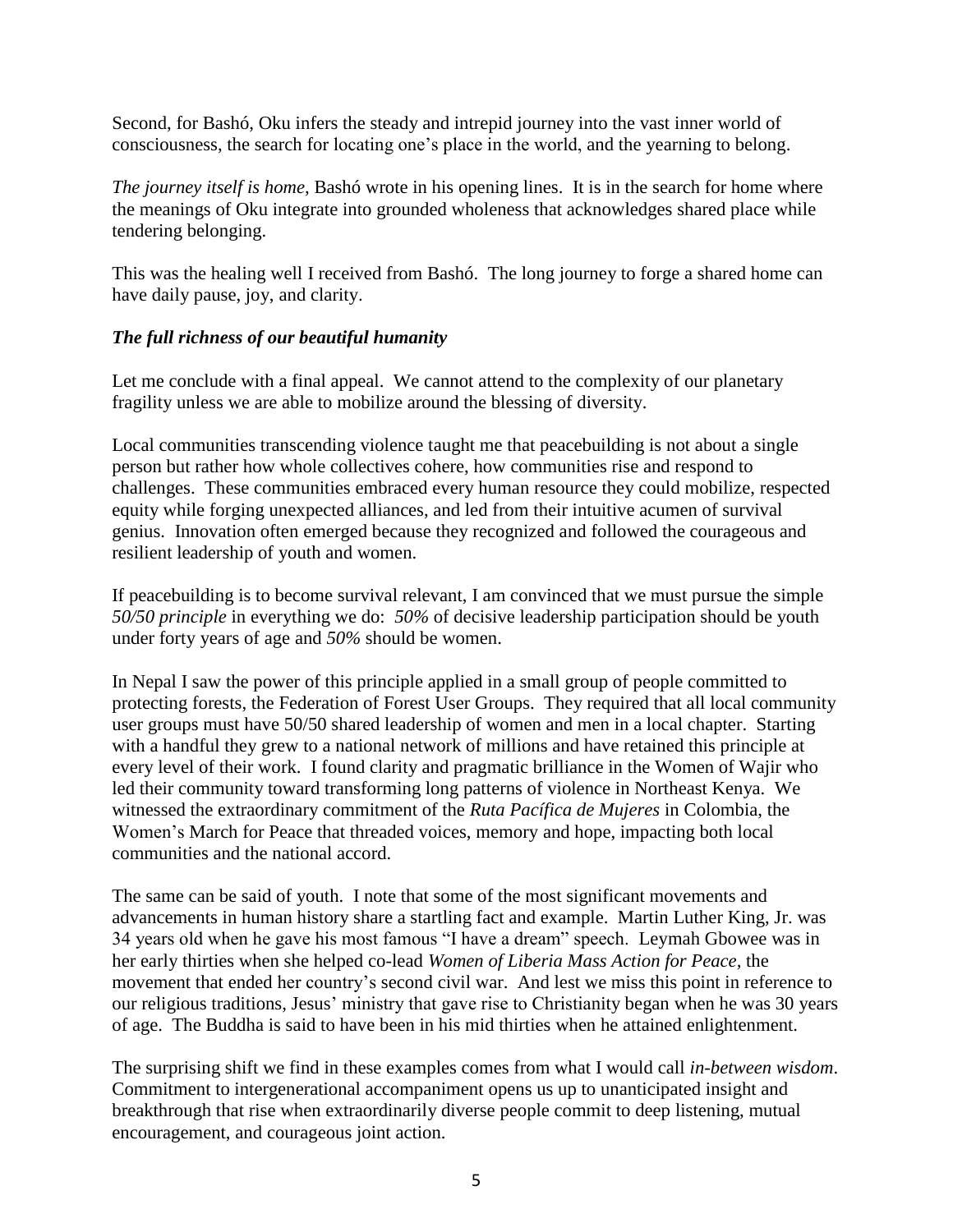Second, for Bashó, Oku infers the steady and intrepid journey into the vast inner world of consciousness, the search for locating one's place in the world, and the yearning to belong.

*The journey itself is home,* Bashó wrote in his opening lines. It is in the search for home where the meanings of Oku integrate into grounded wholeness that acknowledges shared place while tendering belonging.

This was the healing well I received from Bashó. The long journey to forge a shared home can have daily pause, joy, and clarity.

### *The full richness of our beautiful humanity*

Let me conclude with a final appeal. We cannot attend to the complexity of our planetary fragility unless we are able to mobilize around the blessing of diversity.

Local communities transcending violence taught me that peacebuilding is not about a single person but rather how whole collectives cohere, how communities rise and respond to challenges. These communities embraced every human resource they could mobilize, respected equity while forging unexpected alliances, and led from their intuitive acumen of survival genius. Innovation often emerged because they recognized and followed the courageous and resilient leadership of youth and women.

If peacebuilding is to become survival relevant, I am convinced that we must pursue the simple *50/50 principle* in everything we do: *50%* of decisive leadership participation should be youth under forty years of age and *50%* should be women.

In Nepal I saw the power of this principle applied in a small group of people committed to protecting forests, the Federation of Forest User Groups. They required that all local community user groups must have 50/50 shared leadership of women and men in a local chapter. Starting with a handful they grew to a national network of millions and have retained this principle at every level of their work. I found clarity and pragmatic brilliance in the Women of Wajir who led their community toward transforming long patterns of violence in Northeast Kenya. We witnessed the extraordinary commitment of the *Ruta Pacífica de Mujeres* in Colombia, the Women's March for Peace that threaded voices, memory and hope, impacting both local communities and the national accord.

The same can be said of youth. I note that some of the most significant movements and advancements in human history share a startling fact and example. Martin Luther King, Jr. was 34 years old when he gave his most famous "I have a dream" speech. Leymah Gbowee was in her early thirties when she helped co-lead *Women of Liberia Mass Action for Peace,* the movement that ended her country's second civil war. And lest we miss this point in reference to our religious traditions, Jesus' ministry that gave rise to Christianity began when he was 30 years of age. The Buddha is said to have been in his mid thirties when he attained enlightenment.

The surprising shift we find in these examples comes from what I would call *in-between wisdom*. Commitment to intergenerational accompaniment opens us up to unanticipated insight and breakthrough that rise when extraordinarily diverse people commit to deep listening, mutual encouragement, and courageous joint action.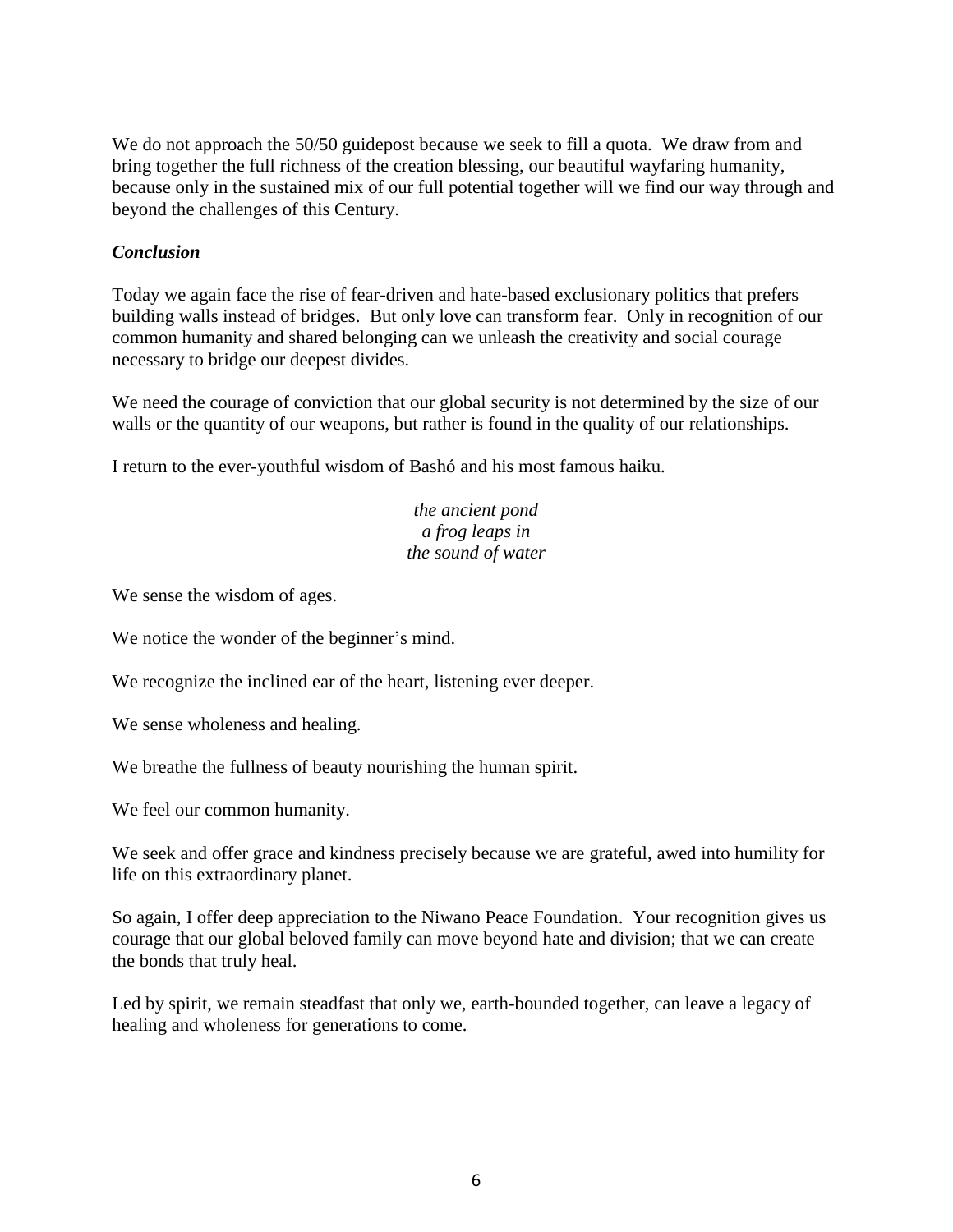We do not approach the 50/50 guidepost because we seek to fill a quota. We draw from and bring together the full richness of the creation blessing, our beautiful wayfaring humanity, because only in the sustained mix of our full potential together will we find our way through and beyond the challenges of this Century.

### *Conclusion*

Today we again face the rise of fear-driven and hate-based exclusionary politics that prefers building walls instead of bridges. But only love can transform fear. Only in recognition of our common humanity and shared belonging can we unleash the creativity and social courage necessary to bridge our deepest divides.

We need the courage of conviction that our global security is not determined by the size of our walls or the quantity of our weapons, but rather is found in the quality of our relationships.

I return to the ever-youthful wisdom of Bashó and his most famous haiku.

*the ancient pond*
*a frog leaps in*
*the sound of water*

We sense the wisdom of ages.

We notice the wonder of the beginner's mind.

We recognize the inclined ear of the heart, listening ever deeper.

We sense wholeness and healing.

We breathe the fullness of beauty nourishing the human spirit.

We feel our common humanity.

We seek and offer grace and kindness precisely because we are grateful, awed into humility for life on this extraordinary planet.

So again, I offer deep appreciation to the Niwano Peace Foundation. Your recognition gives us courage that our global beloved family can move beyond hate and division; that we can create the bonds that truly heal.

Led by spirit, we remain steadfast that only we, earth-bounded together, can leave a legacy of healing and wholeness for generations to come.